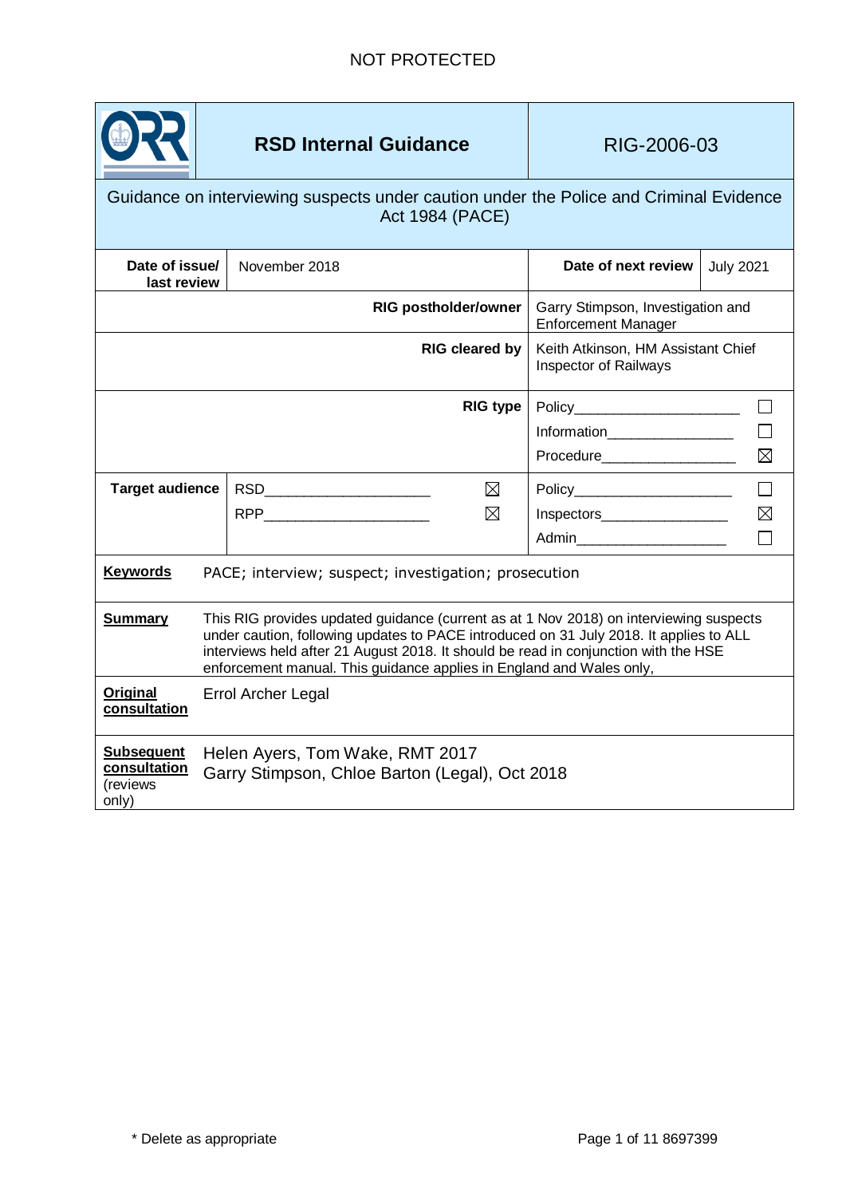NOT PROTECTED

| ORR | **RSD Internal Guidance** | RIG-2006-03 | |
|---|---|---|---|
| Guidance on interviewing suspects under caution under the Police and Criminal Evidence Act 1984 (PACE) | | | |
| **Date of issue/ last review** | November 2018 | **Date of next review** | July 2021 |
| **RIG postholder/owner** | | Garry Stimpson, Investigation and Enforcement Manager | |
| **RIG cleared by** | | Keith Atkinson, HM Assistant Chief Inspector of Railways | |
| **RIG type** | | Policy ☐<br>Information ☐<br>Procedure ☒ | |
| **Target audience** | RSD ☒<br>RPP ☒ | Policy ☐<br>Inspectors ☒<br>Admin ☐ | |

**Keywords** PACE; interview; suspect; investigation; prosecution

**Summary** This RIG provides updated guidance (current as at 1 Nov 2018) on interviewing suspects under caution, following updates to PACE introduced on 31 July 2018. It applies to ALL interviews held after 21 August 2018. It should be read in conjunction with the HSE enforcement manual. This guidance applies in England and Wales only,

**Original consultation** Errol Archer Legal

**Subsequent consultation** (reviews only) Helen Ayers, Tom Wake, RMT 2017
Garry Stimpson, Chloe Barton (Legal), Oct 2018

\* Delete as appropriate

8697399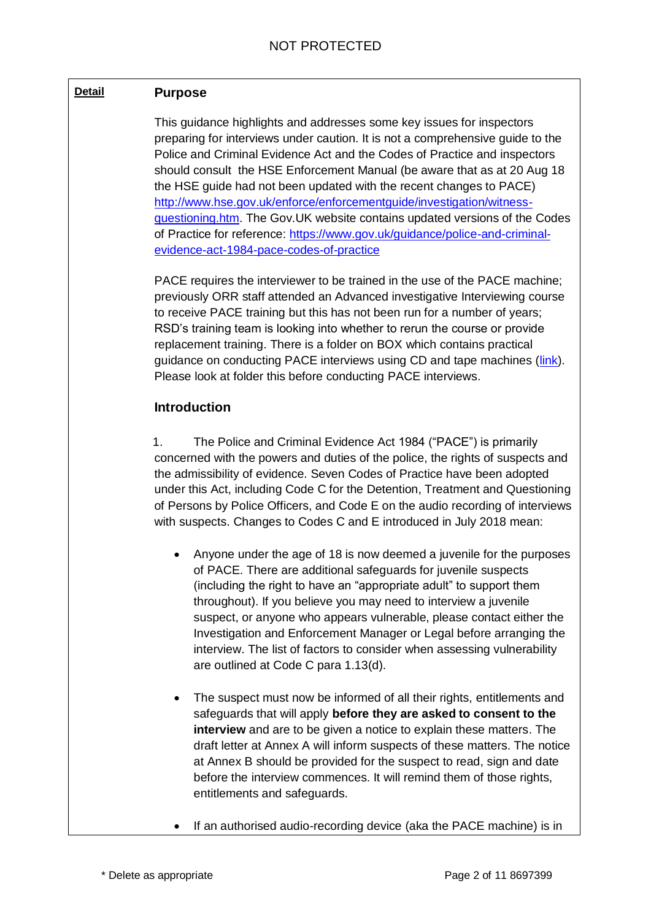**Detail**

## Purpose

This guidance highlights and addresses some key issues for inspectors preparing for interviews under caution. It is not a comprehensive guide to the Police and Criminal Evidence Act and the Codes of Practice and inspectors should consult the HSE Enforcement Manual (be aware that as at 20 Aug 18 the HSE guide had not been updated with the recent changes to PACE) http://www.hse.gov.uk/enforce/enforcementguide/investigation/witness-questioning.htm. The Gov.UK website contains updated versions of the Codes of Practice for reference: https://www.gov.uk/guidance/police-and-criminal-evidence-act-1984-pace-codes-of-practice

PACE requires the interviewer to be trained in the use of the PACE machine; previously ORR staff attended an Advanced investigative Interviewing course to receive PACE training but this has not been run for a number of years; RSD's training team is looking into whether to rerun the course or provide replacement training. There is a folder on BOX which contains practical guidance on conducting PACE interviews using CD and tape machines (link). Please look at folder this before conducting PACE interviews.

## Introduction

1. The Police and Criminal Evidence Act 1984 ("PACE") is primarily concerned with the powers and duties of the police, the rights of suspects and the admissibility of evidence. Seven Codes of Practice have been adopted under this Act, including Code C for the Detention, Treatment and Questioning of Persons by Police Officers, and Code E on the audio recording of interviews with suspects. Changes to Codes C and E introduced in July 2018 mean:

- Anyone under the age of 18 is now deemed a juvenile for the purposes of PACE. There are additional safeguards for juvenile suspects (including the right to have an "appropriate adult" to support them throughout). If you believe you may need to interview a juvenile suspect, or anyone who appears vulnerable, please contact either the Investigation and Enforcement Manager or Legal before arranging the interview. The list of factors to consider when assessing vulnerability are outlined at Code C para 1.13(d).

- The suspect must now be informed of all their rights, entitlements and safeguards that will apply **before they are asked to consent to the interview** and are to be given a notice to explain these matters. The draft letter at Annex A will inform suspects of these matters. The notice at Annex B should be provided for the suspect to read, sign and date before the interview commences. It will remind them of those rights, entitlements and safeguards.

- If an authorised audio-recording device (aka the PACE machine) is in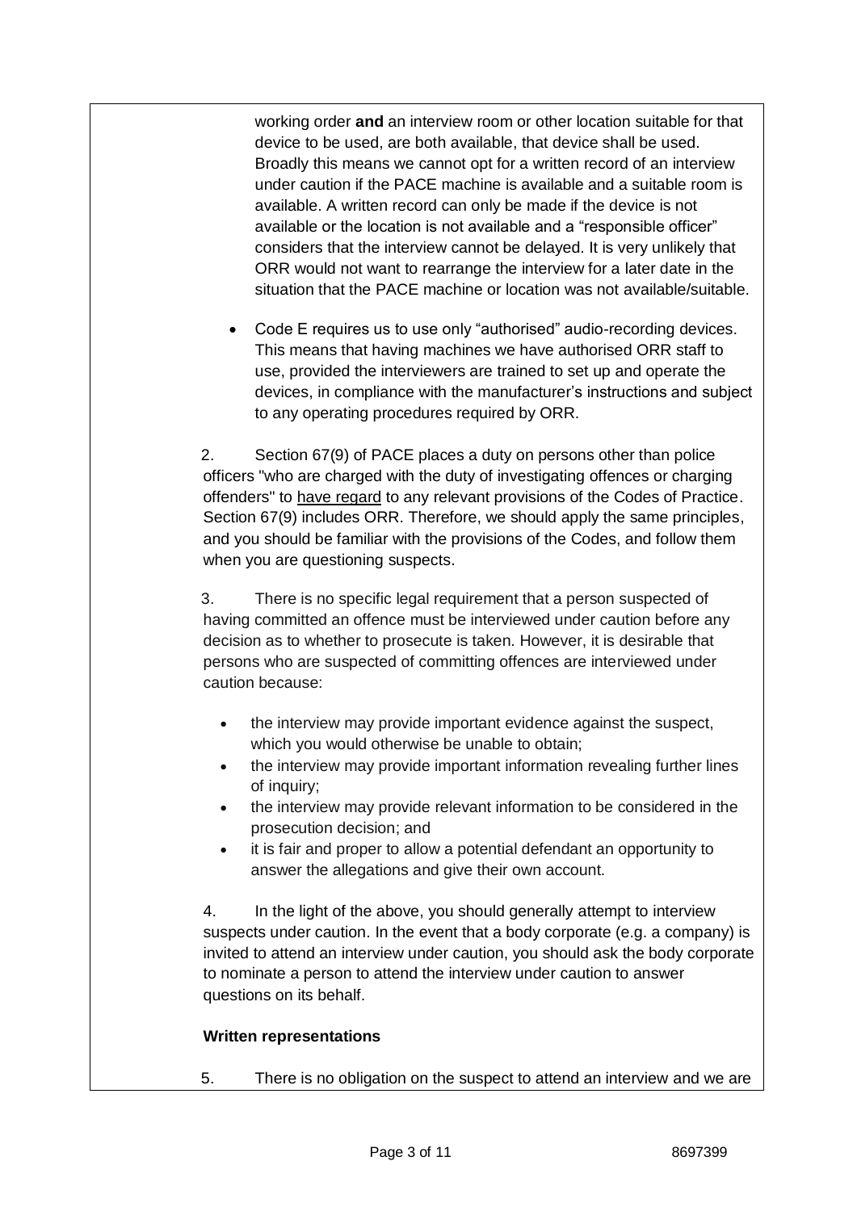working order **and** an interview room or other location suitable for that device to be used, are both available, that device shall be used. Broadly this means we cannot opt for a written record of an interview under caution if the PACE machine is available and a suitable room is available. A written record can only be made if the device is not available or the location is not available and a "responsible officer" considers that the interview cannot be delayed. It is very unlikely that ORR would not want to rearrange the interview for a later date in the situation that the PACE machine or location was not available/suitable.

- Code E requires us to use only "authorised" audio-recording devices. This means that having machines we have authorised ORR staff to use, provided the interviewers are trained to set up and operate the devices, in compliance with the manufacturer's instructions and subject to any operating procedures required by ORR.

2. Section 67(9) of PACE places a duty on persons other than police officers "who are charged with the duty of investigating offences or charging offenders" to have regard to any relevant provisions of the Codes of Practice. Section 67(9) includes ORR. Therefore, we should apply the same principles, and you should be familiar with the provisions of the Codes, and follow them when you are questioning suspects.

3. There is no specific legal requirement that a person suspected of having committed an offence must be interviewed under caution before any decision as to whether to prosecute is taken. However, it is desirable that persons who are suspected of committing offences are interviewed under caution because:

- the interview may provide important evidence against the suspect, which you would otherwise be unable to obtain;
- the interview may provide important information revealing further lines of inquiry;
- the interview may provide relevant information to be considered in the prosecution decision; and
- it is fair and proper to allow a potential defendant an opportunity to answer the allegations and give their own account.

4. In the light of the above, you should generally attempt to interview suspects under caution. In the event that a body corporate (e.g. a company) is invited to attend an interview under caution, you should ask the body corporate to nominate a person to attend the interview under caution to answer questions on its behalf.

**Written representations**

5. There is no obligation on the suspect to attend an interview and we are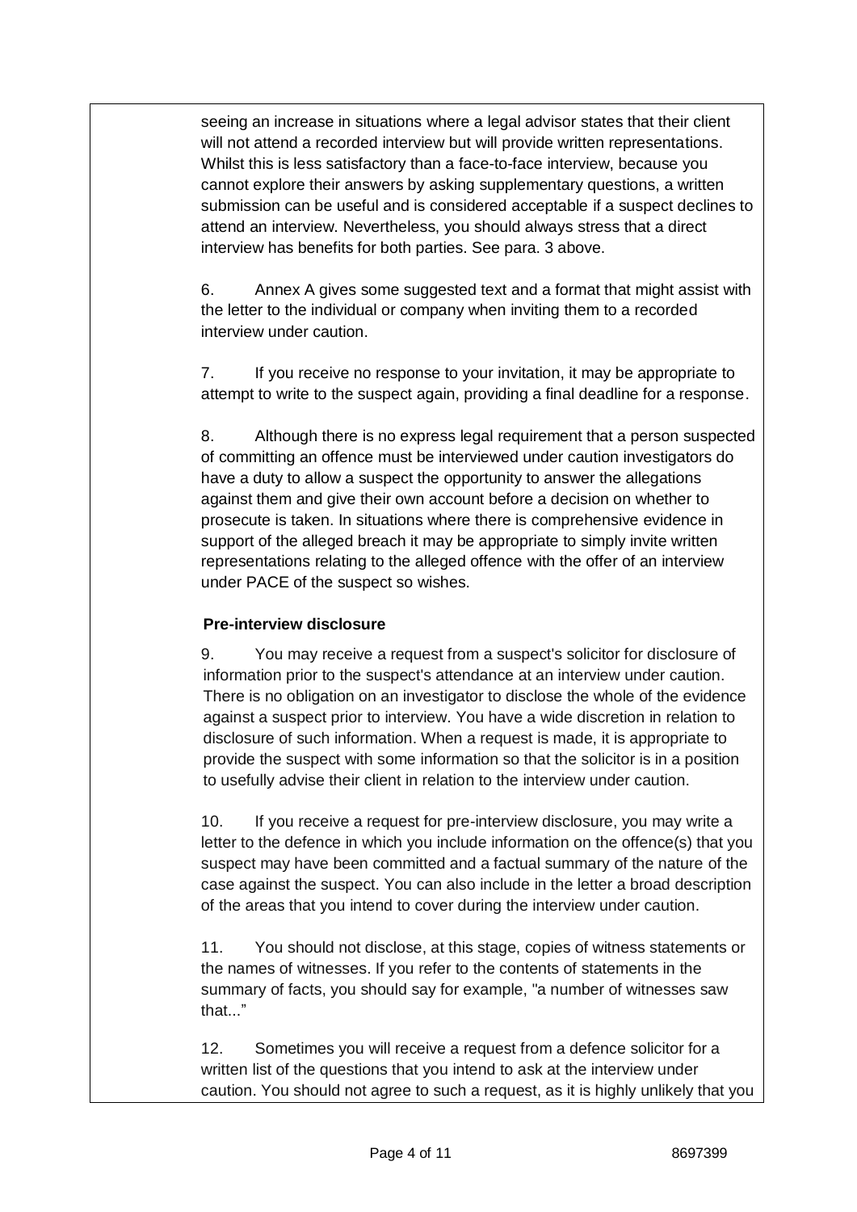seeing an increase in situations where a legal advisor states that their client will not attend a recorded interview but will provide written representations. Whilst this is less satisfactory than a face-to-face interview, because you cannot explore their answers by asking supplementary questions, a written submission can be useful and is considered acceptable if a suspect declines to attend an interview. Nevertheless, you should always stress that a direct interview has benefits for both parties. See para. 3 above.

6. Annex A gives some suggested text and a format that might assist with the letter to the individual or company when inviting them to a recorded interview under caution.

7. If you receive no response to your invitation, it may be appropriate to attempt to write to the suspect again, providing a final deadline for a response.

8. Although there is no express legal requirement that a person suspected of committing an offence must be interviewed under caution investigators do have a duty to allow a suspect the opportunity to answer the allegations against them and give their own account before a decision on whether to prosecute is taken. In situations where there is comprehensive evidence in support of the alleged breach it may be appropriate to simply invite written representations relating to the alleged offence with the offer of an interview under PACE of the suspect so wishes.

**Pre-interview disclosure**

9. You may receive a request from a suspect's solicitor for disclosure of information prior to the suspect's attendance at an interview under caution. There is no obligation on an investigator to disclose the whole of the evidence against a suspect prior to interview. You have a wide discretion in relation to disclosure of such information. When a request is made, it is appropriate to provide the suspect with some information so that the solicitor is in a position to usefully advise their client in relation to the interview under caution.

10. If you receive a request for pre-interview disclosure, you may write a letter to the defence in which you include information on the offence(s) that you suspect may have been committed and a factual summary of the nature of the case against the suspect. You can also include in the letter a broad description of the areas that you intend to cover during the interview under caution.

11. You should not disclose, at this stage, copies of witness statements or the names of witnesses. If you refer to the contents of statements in the summary of facts, you should say for example, "a number of witnesses saw that..."

12. Sometimes you will receive a request from a defence solicitor for a written list of the questions that you intend to ask at the interview under caution. You should not agree to such a request, as it is highly unlikely that you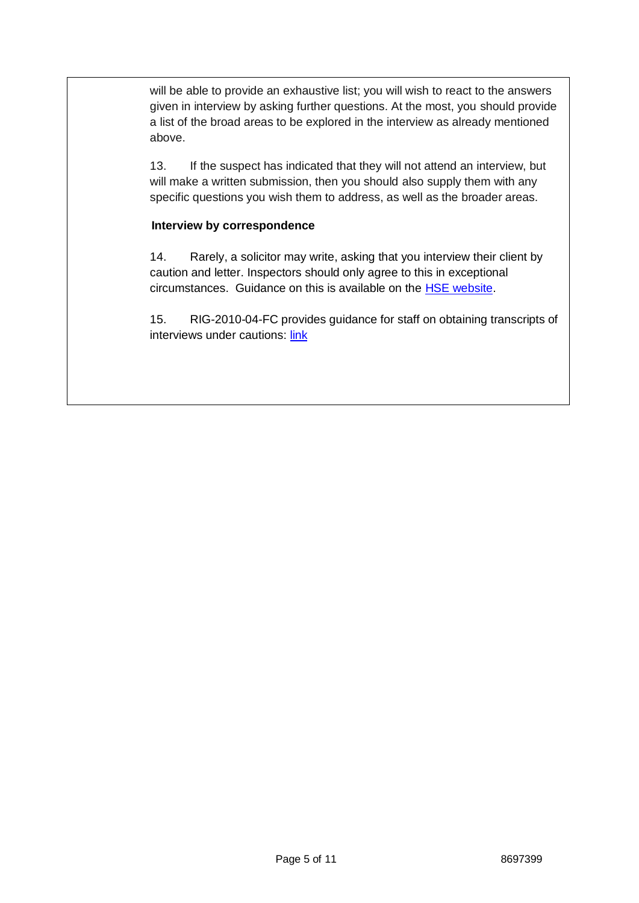will be able to provide an exhaustive list; you will wish to react to the answers given in interview by asking further questions. At the most, you should provide a list of the broad areas to be explored in the interview as already mentioned above.

13. If the suspect has indicated that they will not attend an interview, but will make a written submission, then you should also supply them with any specific questions you wish them to address, as well as the broader areas.

**Interview by correspondence**

14. Rarely, a solicitor may write, asking that you interview their client by caution and letter. Inspectors should only agree to this in exceptional circumstances. Guidance on this is available on the HSE website.

15. RIG-2010-04-FC provides guidance for staff on obtaining transcripts of interviews under cautions: link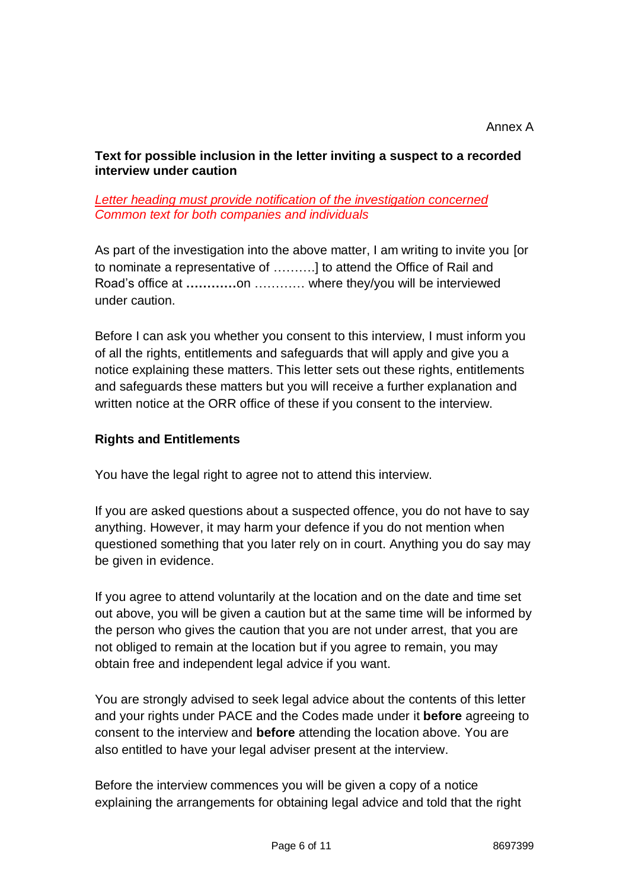Annex A

**Text for possible inclusion in the letter inviting a suspect to a recorded interview under caution**

*Letter heading must provide notification of the investigation concerned*
*Common text for both companies and individuals*

As part of the investigation into the above matter, I am writing to invite you [or to nominate a representative of ……….] to attend the Office of Rail and Road's office at **…………**on ………… where they/you will be interviewed under caution.

Before I can ask you whether you consent to this interview, I must inform you of all the rights, entitlements and safeguards that will apply and give you a notice explaining these matters. This letter sets out these rights, entitlements and safeguards these matters but you will receive a further explanation and written notice at the ORR office of these if you consent to the interview.

**Rights and Entitlements**

You have the legal right to agree not to attend this interview.

If you are asked questions about a suspected offence, you do not have to say anything. However, it may harm your defence if you do not mention when questioned something that you later rely on in court. Anything you do say may be given in evidence.

If you agree to attend voluntarily at the location and on the date and time set out above, you will be given a caution but at the same time will be informed by the person who gives the caution that you are not under arrest, that you are not obliged to remain at the location but if you agree to remain, you may obtain free and independent legal advice if you want.

You are strongly advised to seek legal advice about the contents of this letter and your rights under PACE and the Codes made under it **before** agreeing to consent to the interview and **before** attending the location above. You are also entitled to have your legal adviser present at the interview.

Before the interview commences you will be given a copy of a notice explaining the arrangements for obtaining legal advice and told that the right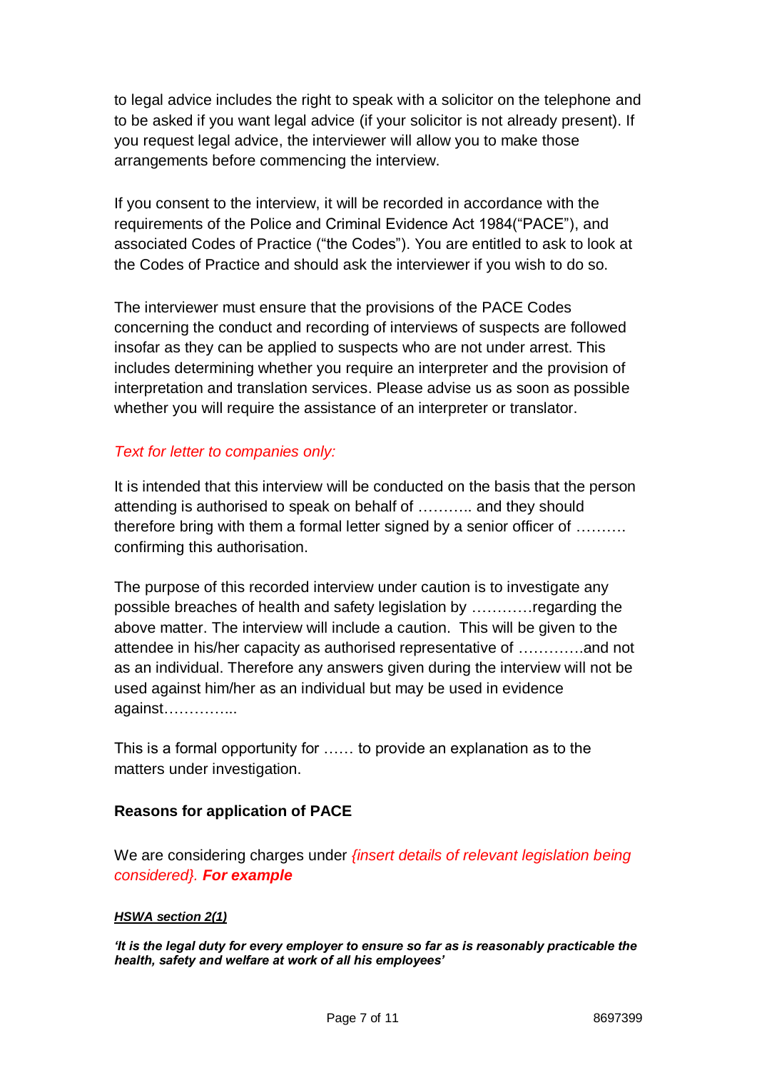to legal advice includes the right to speak with a solicitor on the telephone and to be asked if you want legal advice (if your solicitor is not already present). If you request legal advice, the interviewer will allow you to make those arrangements before commencing the interview.

If you consent to the interview, it will be recorded in accordance with the requirements of the Police and Criminal Evidence Act 1984("PACE"), and associated Codes of Practice ("the Codes"). You are entitled to ask to look at the Codes of Practice and should ask the interviewer if you wish to do so.

The interviewer must ensure that the provisions of the PACE Codes concerning the conduct and recording of interviews of suspects are followed insofar as they can be applied to suspects who are not under arrest. This includes determining whether you require an interpreter and the provision of interpretation and translation services. Please advise us as soon as possible whether you will require the assistance of an interpreter or translator.

*Text for letter to companies only:*

It is intended that this interview will be conducted on the basis that the person attending is authorised to speak on behalf of ……….. and they should therefore bring with them a formal letter signed by a senior officer of ………. confirming this authorisation.

The purpose of this recorded interview under caution is to investigate any possible breaches of health and safety legislation by …………regarding the above matter. The interview will include a caution. This will be given to the attendee in his/her capacity as authorised representative of ………….and not as an individual. Therefore any answers given during the interview will not be used against him/her as an individual but may be used in evidence against…………...

This is a formal opportunity for …… to provide an explanation as to the matters under investigation.

**Reasons for application of PACE**

We are considering charges under *{insert details of relevant legislation being considered}.* ***For example***

***HSWA section 2(1)***

***'It is the legal duty for every employer to ensure so far as is reasonably practicable the health, safety and welfare at work of all his employees'***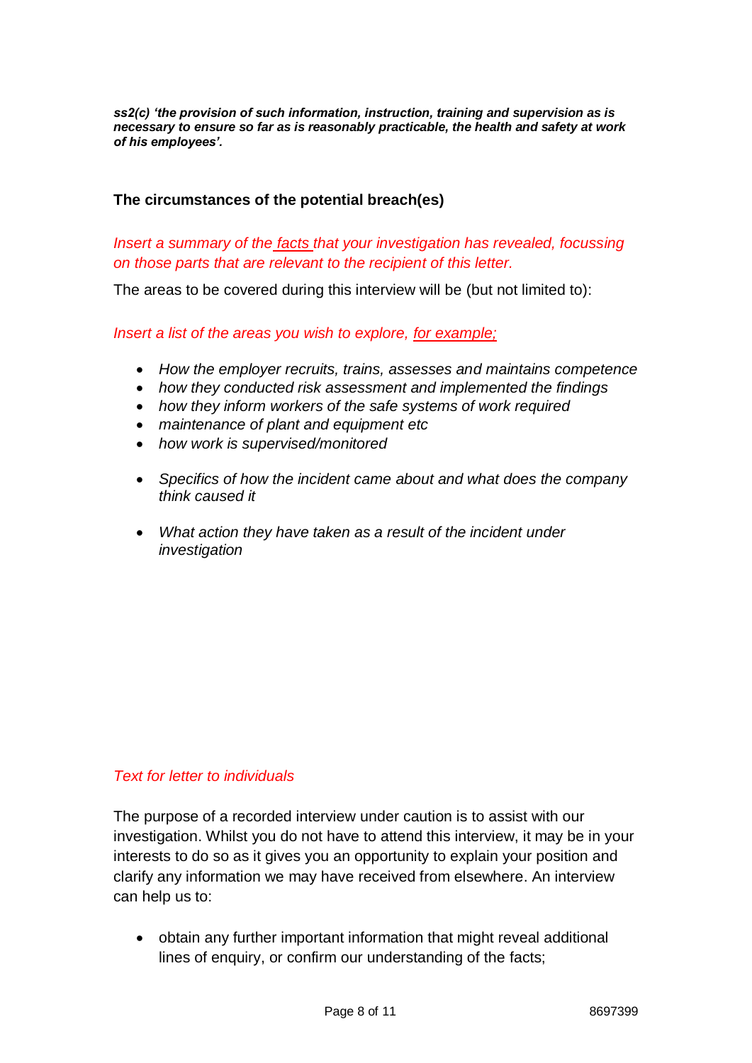***ss2(c) 'the provision of such information, instruction, training and supervision as is necessary to ensure so far as is reasonably practicable, the health and safety at work of his employees'.***

**The circumstances of the potential breach(es)**

*Insert a summary of the facts that your investigation has revealed, focussing on those parts that are relevant to the recipient of this letter.*

The areas to be covered during this interview will be (but not limited to):

*Insert a list of the areas you wish to explore, for example;*

- *How the employer recruits, trains, assesses and maintains competence*
- *how they conducted risk assessment and implemented the findings*
- *how they inform workers of the safe systems of work required*
- *maintenance of plant and equipment etc*
- *how work is supervised/monitored*

- *Specifics of how the incident came about and what does the company think caused it*

- *What action they have taken as a result of the incident under investigation*

*Text for letter to individuals*

The purpose of a recorded interview under caution is to assist with our investigation. Whilst you do not have to attend this interview, it may be in your interests to do so as it gives you an opportunity to explain your position and clarify any information we may have received from elsewhere. An interview can help us to:

- obtain any further important information that might reveal additional lines of enquiry, or confirm our understanding of the facts;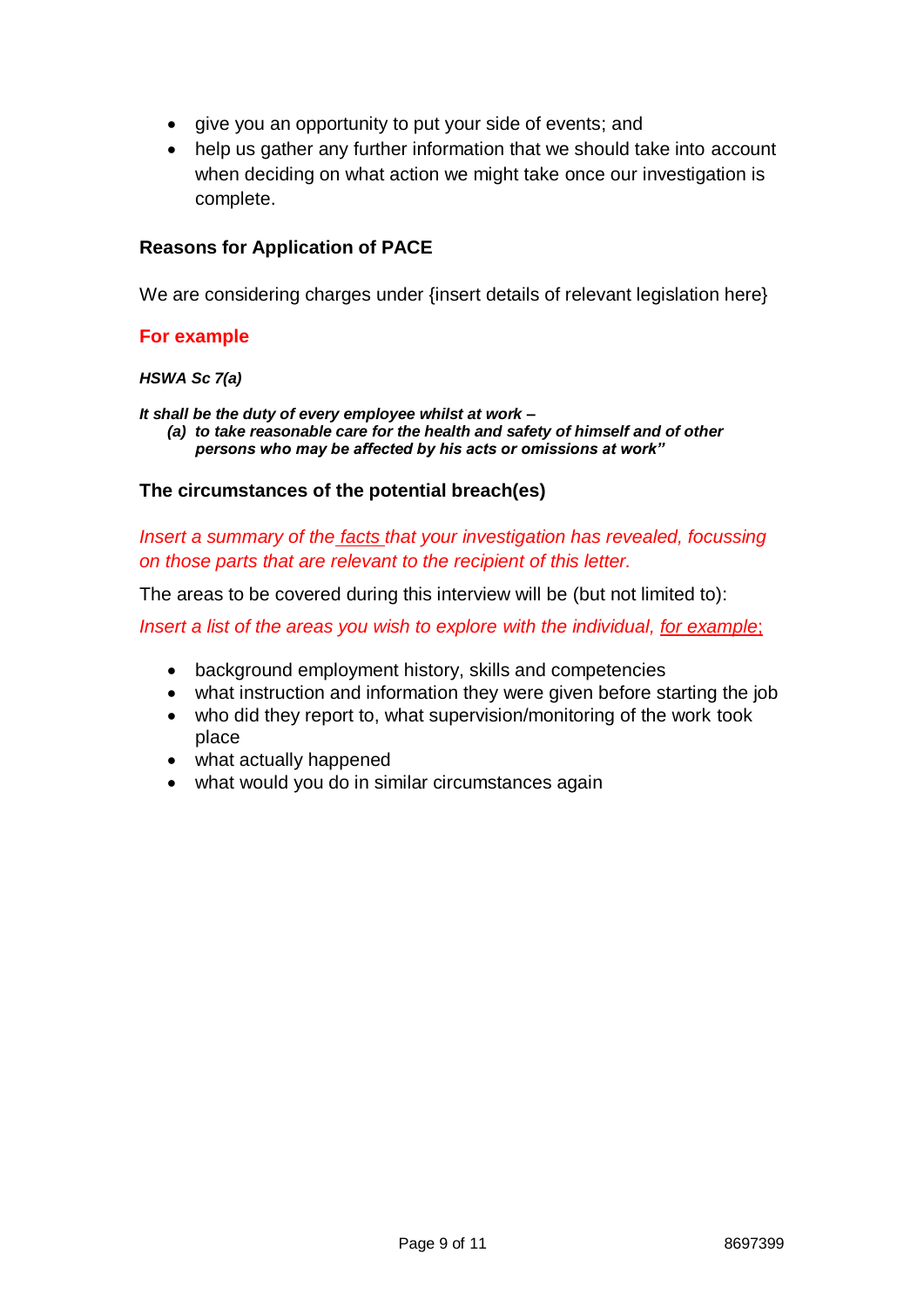- give you an opportunity to put your side of events; and
- help us gather any further information that we should take into account when deciding on what action we might take once our investigation is complete.

**Reasons for Application of PACE**

We are considering charges under {insert details of relevant legislation here}

**For example**

***HSWA Sc 7(a)***

***It shall be the duty of every employee whilst at work –***

> ***(a) to take reasonable care for the health and safety of himself and of other persons who may be affected by his acts or omissions at work"***

**The circumstances of the potential breach(es)**

*Insert a summary of the facts that your investigation has revealed, focussing on those parts that are relevant to the recipient of this letter.*

The areas to be covered during this interview will be (but not limited to):

*Insert a list of the areas you wish to explore with the individual, for example;*

- background employment history, skills and competencies
- what instruction and information they were given before starting the job
- who did they report to, what supervision/monitoring of the work took place
- what actually happened
- what would you do in similar circumstances again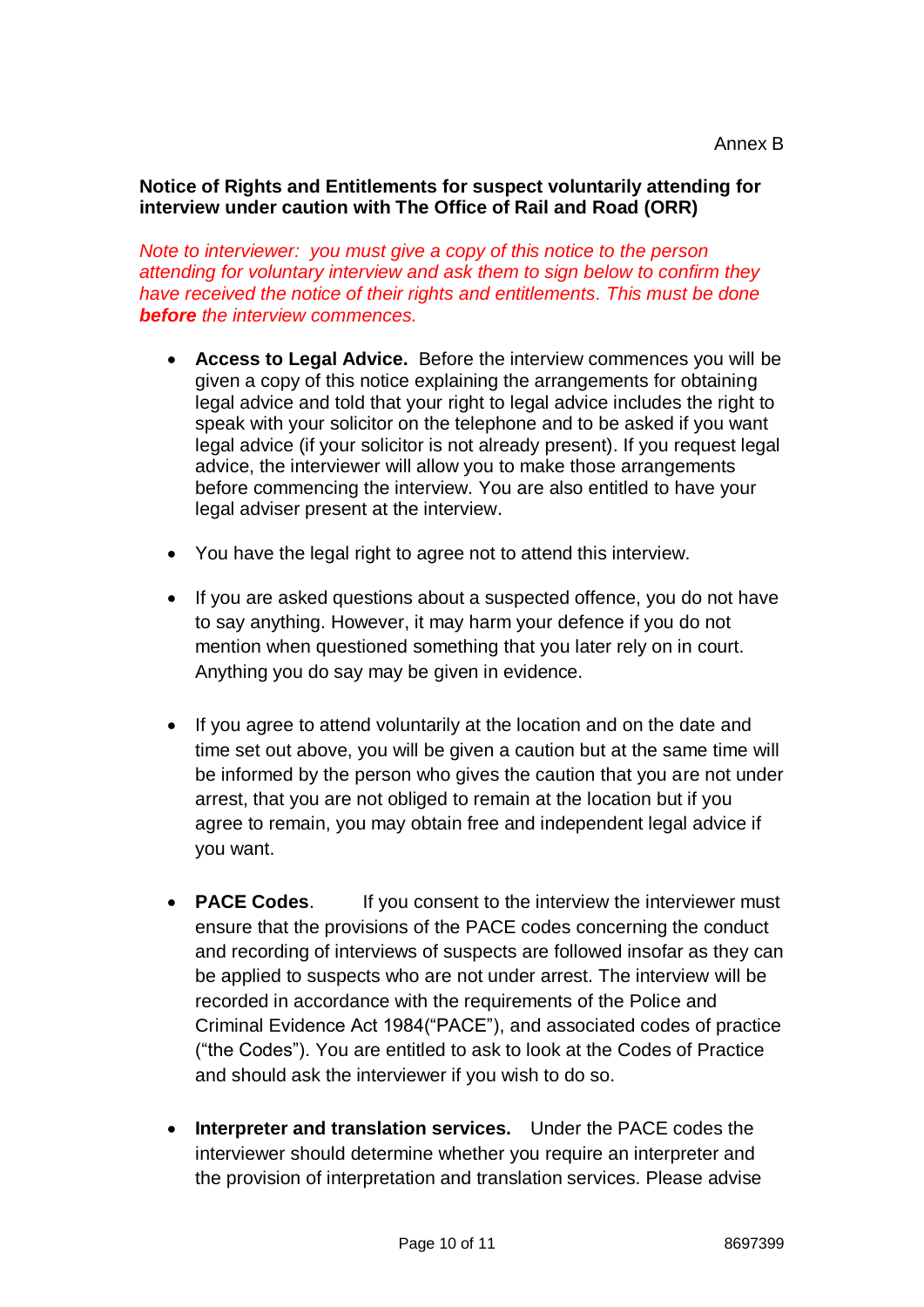Annex B

**Notice of Rights and Entitlements for suspect voluntarily attending for interview under caution with The Office of Rail and Road (ORR)**

*Note to interviewer: you must give a copy of this notice to the person attending for voluntary interview and ask them to sign below to confirm they have received the notice of their rights and entitlements. This must be done* ***before*** *the interview commences.*

- **Access to Legal Advice.** Before the interview commences you will be given a copy of this notice explaining the arrangements for obtaining legal advice and told that your right to legal advice includes the right to speak with your solicitor on the telephone and to be asked if you want legal advice (if your solicitor is not already present). If you request legal advice, the interviewer will allow you to make those arrangements before commencing the interview. You are also entitled to have your legal adviser present at the interview.

- You have the legal right to agree not to attend this interview.

- If you are asked questions about a suspected offence, you do not have to say anything. However, it may harm your defence if you do not mention when questioned something that you later rely on in court. Anything you do say may be given in evidence.

- If you agree to attend voluntarily at the location and on the date and time set out above, you will be given a caution but at the same time will be informed by the person who gives the caution that you are not under arrest, that you are not obliged to remain at the location but if you agree to remain, you may obtain free and independent legal advice if you want.

- **PACE Codes**. If you consent to the interview the interviewer must ensure that the provisions of the PACE codes concerning the conduct and recording of interviews of suspects are followed insofar as they can be applied to suspects who are not under arrest. The interview will be recorded in accordance with the requirements of the Police and Criminal Evidence Act 1984("PACE"), and associated codes of practice ("the Codes"). You are entitled to ask to look at the Codes of Practice and should ask the interviewer if you wish to do so.

- **Interpreter and translation services.** Under the PACE codes the interviewer should determine whether you require an interpreter and the provision of interpretation and translation services. Please advise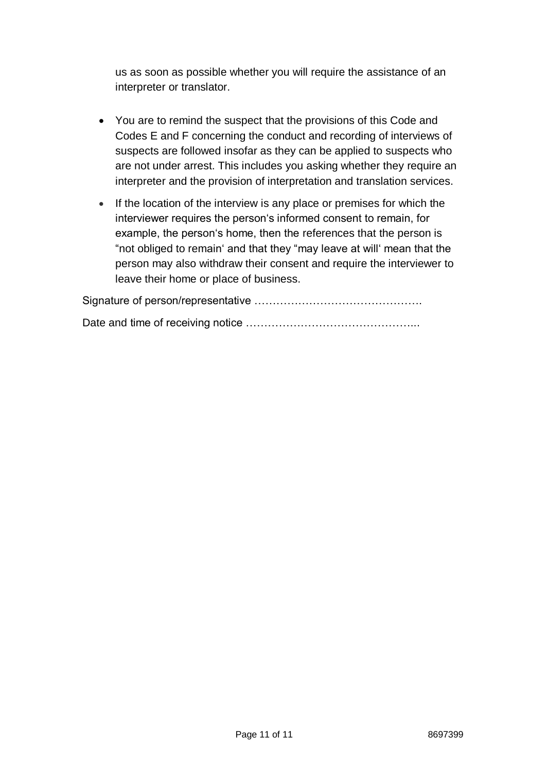us as soon as possible whether you will require the assistance of an interpreter or translator.

- You are to remind the suspect that the provisions of this Code and Codes E and F concerning the conduct and recording of interviews of suspects are followed insofar as they can be applied to suspects who are not under arrest. This includes you asking whether they require an interpreter and the provision of interpretation and translation services.
- If the location of the interview is any place or premises for which the interviewer requires the person's informed consent to remain, for example, the person's home, then the references that the person is "not obliged to remain' and that they "may leave at will' mean that the person may also withdraw their consent and require the interviewer to leave their home or place of business.

Signature of person/representative ……………………………………….

Date and time of receiving notice ………………………………………...